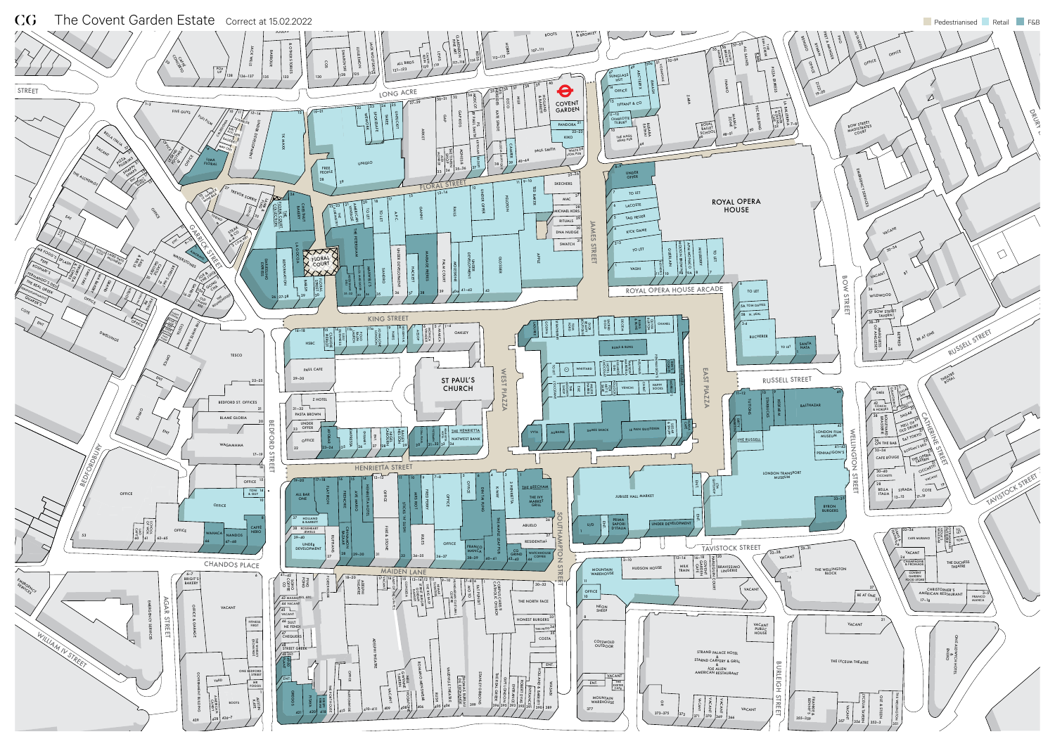# CG The Covent Garden Estate

Correct at 15.02.2022

Pedestrianised | Retail | F&B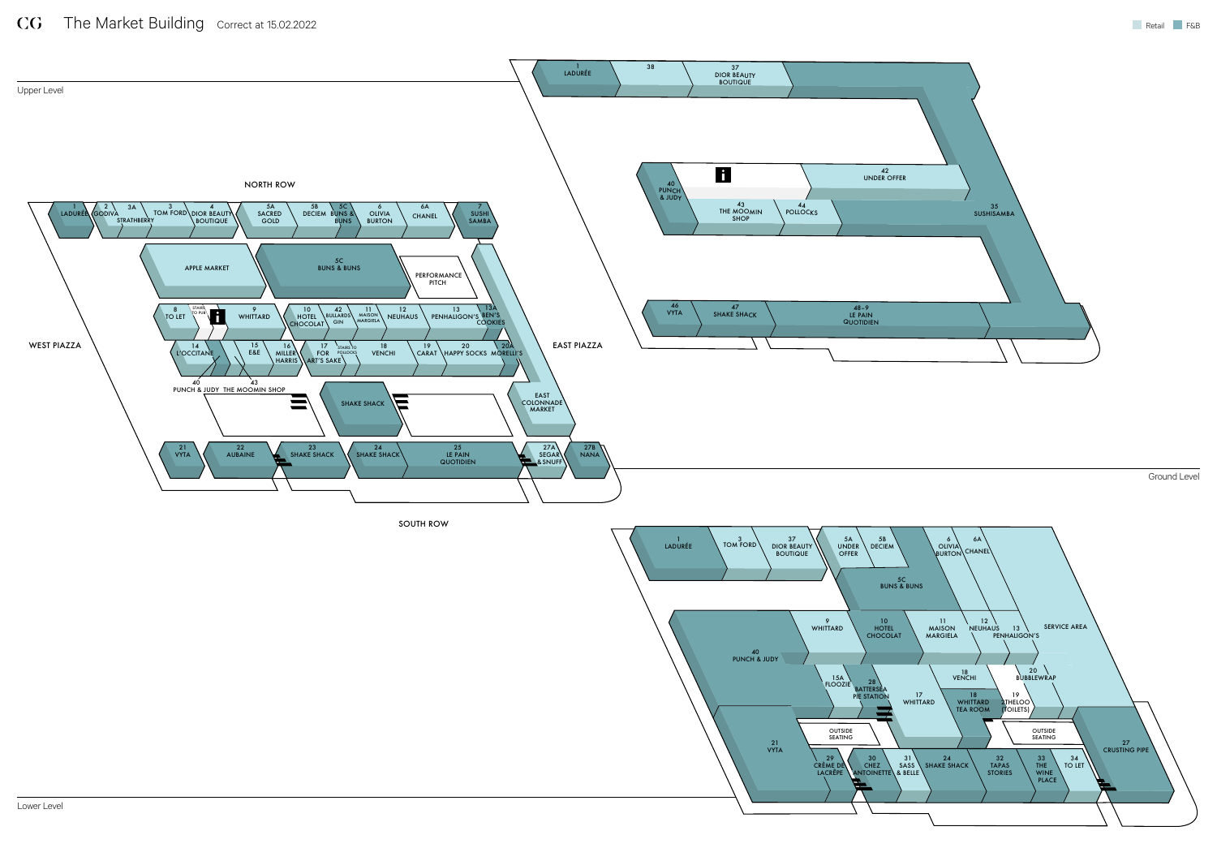# The Market Building

CG — Correct at 15.02.2022

Retail | F&B

## Upper Level

1 LADURÉE
38
37 DIOR BEAUTY BOUTIQUE
40 PUNCH & JUDY
42 UNDER OFFER
43 THE MOOMIN SHOP
44 POLLOCKS
35 SUSHISAMBA
46 VYTA
47 SHAKE SHACK
48-9 LE PAIN QUOTIDIEN

## Ground Level

NORTH ROW

1 LADURÉE
2 GODIVA
3A STRATHBERRY
3 TOM FORD
4 DIOR BEAUTY BOUTIQUE
5A SACRED GOLD
5B DECIEM
5C BUNS & BUNS
6 OLIVIA BURTON
6A CHANEL
7 SUSHI SAMBA

APPLE MARKET
5C BUNS & BUNS
PERFORMANCE PITCH

WEST PIAZZA

8 TO LET
STAIRS TO P&J
9 WHITTARD
10 HOTEL CHOCOLAT
42 BULLARDS GIN
11 MAISON MARGIELA
12 NEUHAUS
13 PENHALIGON'S
13A BEN'S COOKIES
14 L'OCCITANE
15 E&E
16 MILLER HARRIS
17 FOR ART'S SAKE
STAIRS TO POLLOCKS
18 VENCHI
19 CARAT
20 HAPPY SOCKS
20A MORELLI'S
40 PUNCH & JUDY
43 THE MOOMIN SHOP

EAST PIAZZA

SHAKE SHACK
EAST COLONNADE MARKET

21 VYTA
22 AUBAINE
23 SHAKE SHACK
24 SHAKE SHACK
25 LE PAIN QUOTIDIEN
27A SEGAR & SNUFF
27B NANA

SOUTH ROW

## Lower Level

1 LADURÉE
3 TOM FORD
37 DIOR BEAUTY BOUTIQUE
5A UNDER OFFER
5B DECIEM
5C BUNS & BUNS
6 OLIVIA BURTON
6A CHANEL
9 WHITTARD
10 HOTEL CHOCOLAT
11 MAISON MARGIELA
12 NEUHAUS
13 PENHALIGON'S
SERVICE AREA
40 PUNCH & JUDY
15A FLOOZIE
28 BATTERSEA PIE STATION
17 WHITTARD
18 VENCHI
18 WHITTARD TEA ROOM
19 THELOO (TOILETS)
20 BUBBLEWRAP
OUTSIDE SEATING
OUTSIDE SEATING
21 VYTA
29 CRÊME DE LACRÊPE
30 CHEZ ANTOINETTE
31 SASS & BELLE
24 SHAKE SHACK
32 TAPAS STORIES
33 THE WINE PLACE
34 TO LET
27 CRUSTING PIPE